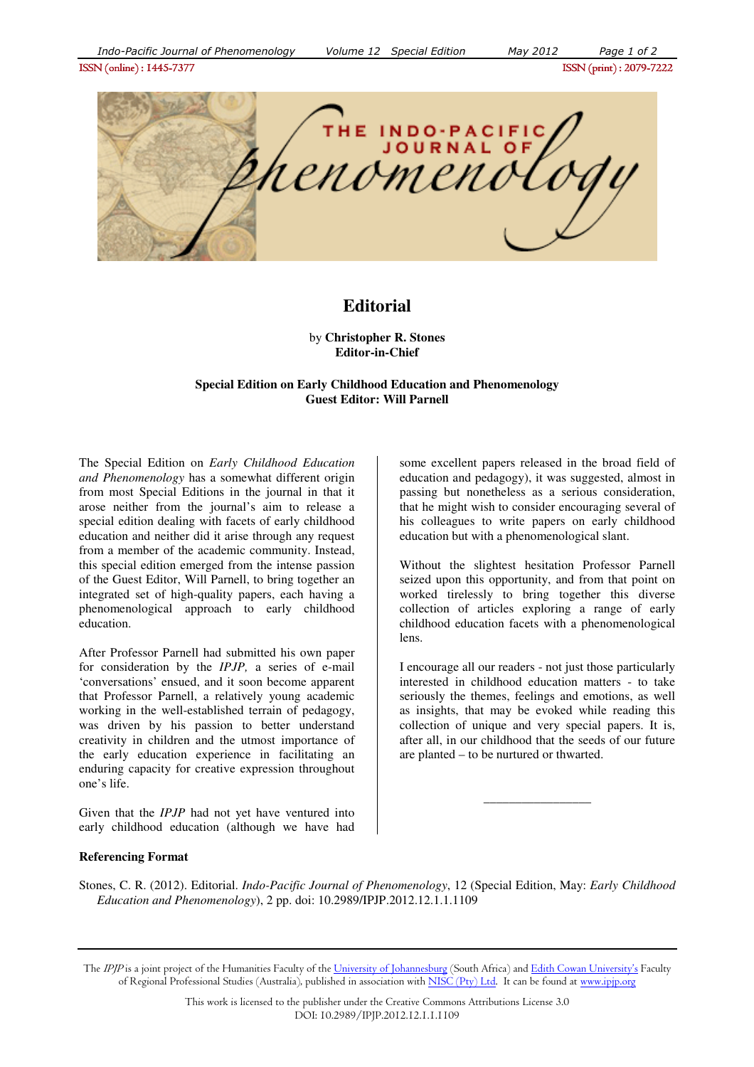ISSN (online) : 1445-7377 ISSN (print) : 2079-7222

# Editorial

by **Christopher R. Stones**
**Editor-in-Chief**

**Special Edition on Early Childhood Education and Phenomenology**
**Guest Editor: Will Parnell**

The Special Edition on *Early Childhood Education and Phenomenology* has a somewhat different origin from most Special Editions in the journal in that it arose neither from the journal's aim to release a special edition dealing with facets of early childhood education and neither did it arise through any request from a member of the academic community. Instead, this special edition emerged from the intense passion of the Guest Editor, Will Parnell, to bring together an integrated set of high-quality papers, each having a phenomenological approach to early childhood education.

After Professor Parnell had submitted his own paper for consideration by the *IPJP,* a series of e-mail 'conversations' ensued, and it soon became apparent that Professor Parnell, a relatively young academic working in the well-established terrain of pedagogy, was driven by his passion to better understand creativity in children and the utmost importance of the early education experience in facilitating an enduring capacity for creative expression throughout one's life.

Given that the *IPJP* had not yet have ventured into early childhood education (although we have had some excellent papers released in the broad field of education and pedagogy), it was suggested, almost in passing but nonetheless as a serious consideration, that he might wish to consider encouraging several of his colleagues to write papers on early childhood education but with a phenomenological slant.

Without the slightest hesitation Professor Parnell seized upon this opportunity, and from that point on worked tirelessly to bring together this diverse collection of articles exploring a range of early childhood education facets with a phenomenological lens.

I encourage all our readers - not just those particularly interested in childhood education matters - to take seriously the themes, feelings and emotions, as well as insights, that may be evoked while reading this collection of unique and very special papers. It is, after all, in our childhood that the seeds of our future are planted – to be nurtured or thwarted.

_______________

**Referencing Format**

Stones, C. R. (2012). Editorial. *Indo-Pacific Journal of Phenomenology*, 12 (Special Edition, May: *Early Childhood Education and Phenomenology*), 2 pp. doi: 10.2989/IPJP.2012.12.1.1.1109

---

The *IPJP* is a joint project of the Humanities Faculty of the University of Johannesburg (South Africa) and Edith Cowan University's Faculty of Regional Professional Studies (Australia), published in association with NISC (Pty) Ltd. It can be found at www.ipjp.org

This work is licensed to the publisher under the Creative Commons Attributions License 3.0
DOI: 10.2989/IPJP.2012.12.1.1.1109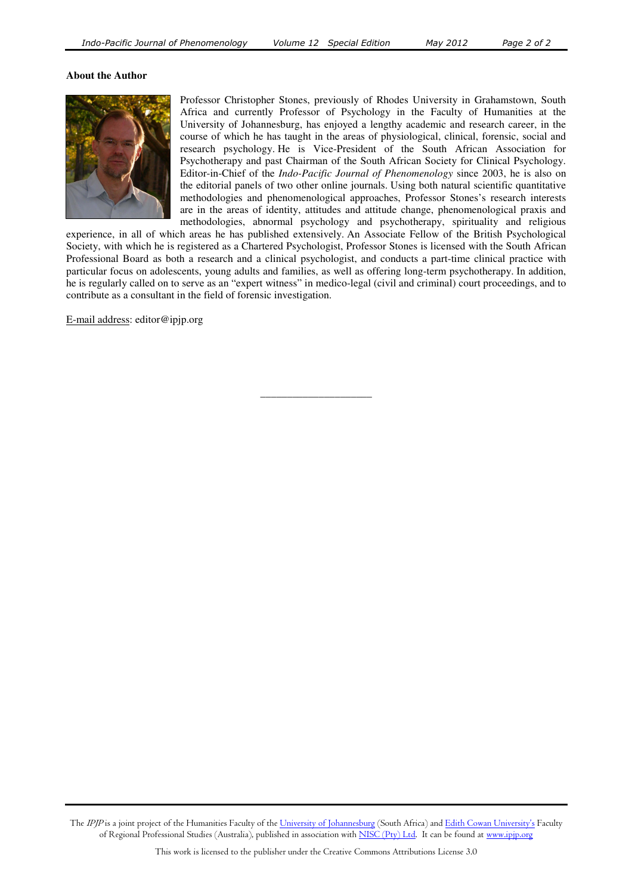**About the Author**

Professor Christopher Stones, previously of Rhodes University in Grahamstown, South Africa and currently Professor of Psychology in the Faculty of Humanities at the University of Johannesburg, has enjoyed a lengthy academic and research career, in the course of which he has taught in the areas of physiological, clinical, forensic, social and research psychology. He is Vice-President of the South African Association for Psychotherapy and past Chairman of the South African Society for Clinical Psychology. Editor-in-Chief of the *Indo-Pacific Journal of Phenomenology* since 2003, he is also on the editorial panels of two other online journals. Using both natural scientific quantitative methodologies and phenomenological approaches, Professor Stones's research interests are in the areas of identity, attitudes and attitude change, phenomenological praxis and methodologies, abnormal psychology and psychotherapy, spirituality and religious experience, in all of which areas he has published extensively. An Associate Fellow of the British Psychological Society, with which he is registered as a Chartered Psychologist, Professor Stones is licensed with the South African Professional Board as both a research and a clinical psychologist, and conducts a part-time clinical practice with particular focus on adolescents, young adults and families, as well as offering long-term psychotherapy. In addition, he is regularly called on to serve as an "expert witness" in medico-legal (civil and criminal) court proceedings, and to contribute as a consultant in the field of forensic investigation.

E-mail address: editor@ipjp.org

---

The *IPJP* is a joint project of the Humanities Faculty of the University of Johannesburg (South Africa) and Edith Cowan University's Faculty of Regional Professional Studies (Australia), published in association with NISC (Pty) Ltd. It can be found at www.ipjp.org

This work is licensed to the publisher under the Creative Commons Attributions License 3.0